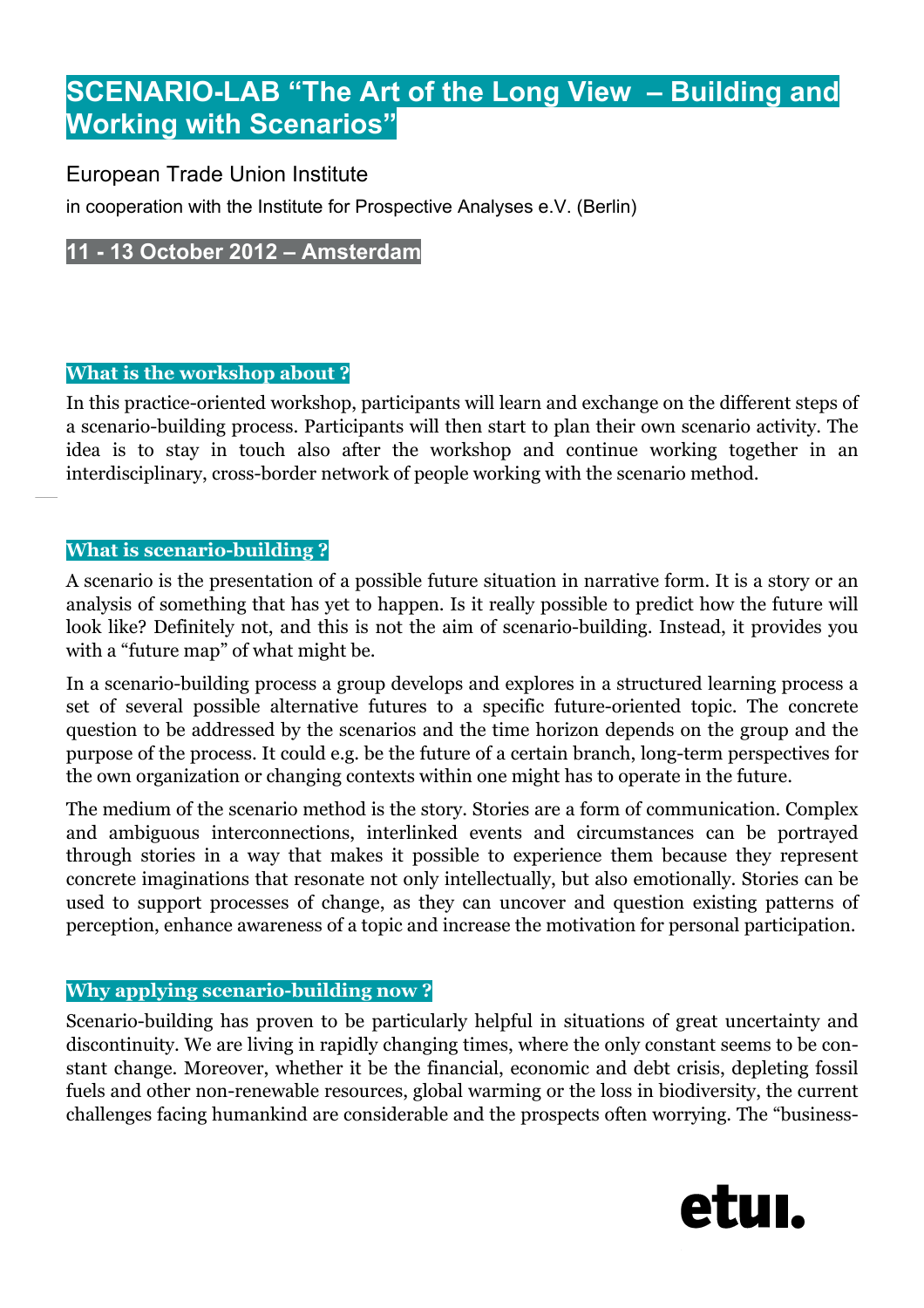# SCENARIO-LAB “The Art of the Long View – Building and Working with Scenarios”

European Trade Union Institute

in cooperation with the Institute for Prospective Analyses e.V. (Berlin)

**11 - 13 October 2012 – Amsterdam**

## What is the workshop about ?

In this practice-oriented workshop, participants will learn and exchange on the different steps of a scenario-building process. Participants will then start to plan their own scenario activity. The idea is to stay in touch also after the workshop and continue working together in an interdisciplinary, cross-border network of people working with the scenario method.

## What is scenario-building ?

A scenario is the presentation of a possible future situation in narrative form. It is a story or an analysis of something that has yet to happen. Is it really possible to predict how the future will look like? Definitely not, and this is not the aim of scenario-building. Instead, it provides you with a “future map” of what might be.

In a scenario-building process a group develops and explores in a structured learning process a set of several possible alternative futures to a specific future-oriented topic. The concrete question to be addressed by the scenarios and the time horizon depends on the group and the purpose of the process. It could e.g. be the future of a certain branch, long-term perspectives for the own organization or changing contexts within one might has to operate in the future.

The medium of the scenario method is the story. Stories are a form of communication. Complex and ambiguous interconnections, interlinked events and circumstances can be portrayed through stories in a way that makes it possible to experience them because they represent concrete imaginations that resonate not only intellectually, but also emotionally. Stories can be used to support processes of change, as they can uncover and question existing patterns of perception, enhance awareness of a topic and increase the motivation for personal participation.

## Why applying scenario-building now ?

Scenario-building has proven to be particularly helpful in situations of great uncertainty and discontinuity. We are living in rapidly changing times, where the only constant seems to be constant change. Moreover, whether it be the financial, economic and debt crisis, depleting fossil fuels and other non-renewable resources, global warming or the loss in biodiversity, the current challenges facing humankind are considerable and the prospects often worrying. The “business-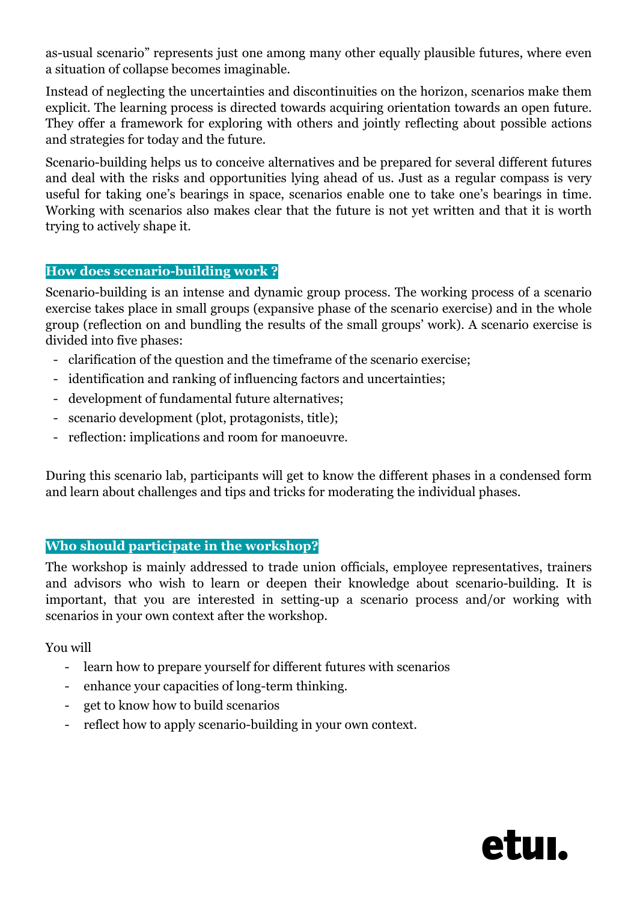as-usual scenario" represents just one among many other equally plausible futures, where even a situation of collapse becomes imaginable.

Instead of neglecting the uncertainties and discontinuities on the horizon, scenarios make them explicit. The learning process is directed towards acquiring orientation towards an open future. They offer a framework for exploring with others and jointly reflecting about possible actions and strategies for today and the future.

Scenario-building helps us to conceive alternatives and be prepared for several different futures and deal with the risks and opportunities lying ahead of us. Just as a regular compass is very useful for taking one's bearings in space, scenarios enable one to take one's bearings in time. Working with scenarios also makes clear that the future is not yet written and that it is worth trying to actively shape it.

## How does scenario-building work ?

Scenario-building is an intense and dynamic group process. The working process of a scenario exercise takes place in small groups (expansive phase of the scenario exercise) and in the whole group (reflection on and bundling the results of the small groups' work). A scenario exercise is divided into five phases:

- clarification of the question and the timeframe of the scenario exercise;
- identification and ranking of influencing factors and uncertainties;
- development of fundamental future alternatives;
- scenario development (plot, protagonists, title);
- reflection: implications and room for manoeuvre.

During this scenario lab, participants will get to know the different phases in a condensed form and learn about challenges and tips and tricks for moderating the individual phases.

## Who should participate in the workshop?

The workshop is mainly addressed to trade union officials, employee representatives, trainers and advisors who wish to learn or deepen their knowledge about scenario-building. It is important, that you are interested in setting-up a scenario process and/or working with scenarios in your own context after the workshop.

You will

- learn how to prepare yourself for different futures with scenarios
- enhance your capacities of long-term thinking.
- get to know how to build scenarios
- reflect how to apply scenario-building in your own context.

etui.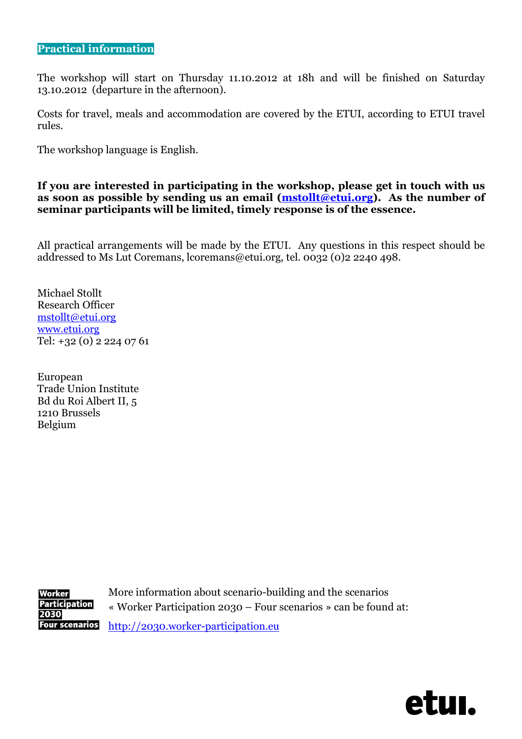## Practical information

The workshop will start on Thursday 11.10.2012 at 18h and will be finished on Saturday 13.10.2012 (departure in the afternoon).

Costs for travel, meals and accommodation are covered by the ETUI, according to ETUI travel rules.

The workshop language is English.

**If you are interested in participating in the workshop, please get in touch with us as soon as possible by sending us an email (mstollt@etui.org). As the number of seminar participants will be limited, timely response is of the essence.**

All practical arrangements will be made by the ETUI. Any questions in this respect should be addressed to Ms Lut Coremans, lcoremans@etui.org, tel. 0032 (0)2 2240 498.

Michael Stollt
Research Officer
mstollt@etui.org
www.etui.org
Tel: +32 (0) 2 224 07 61

European
Trade Union Institute
Bd du Roi Albert II, 5
1210 Brussels
Belgium

Worker Participation 2030 Four scenarios

More information about scenario-building and the scenarios « Worker Participation 2030 – Four scenarios » can be found at:

http://2030.worker-participation.eu

etui.